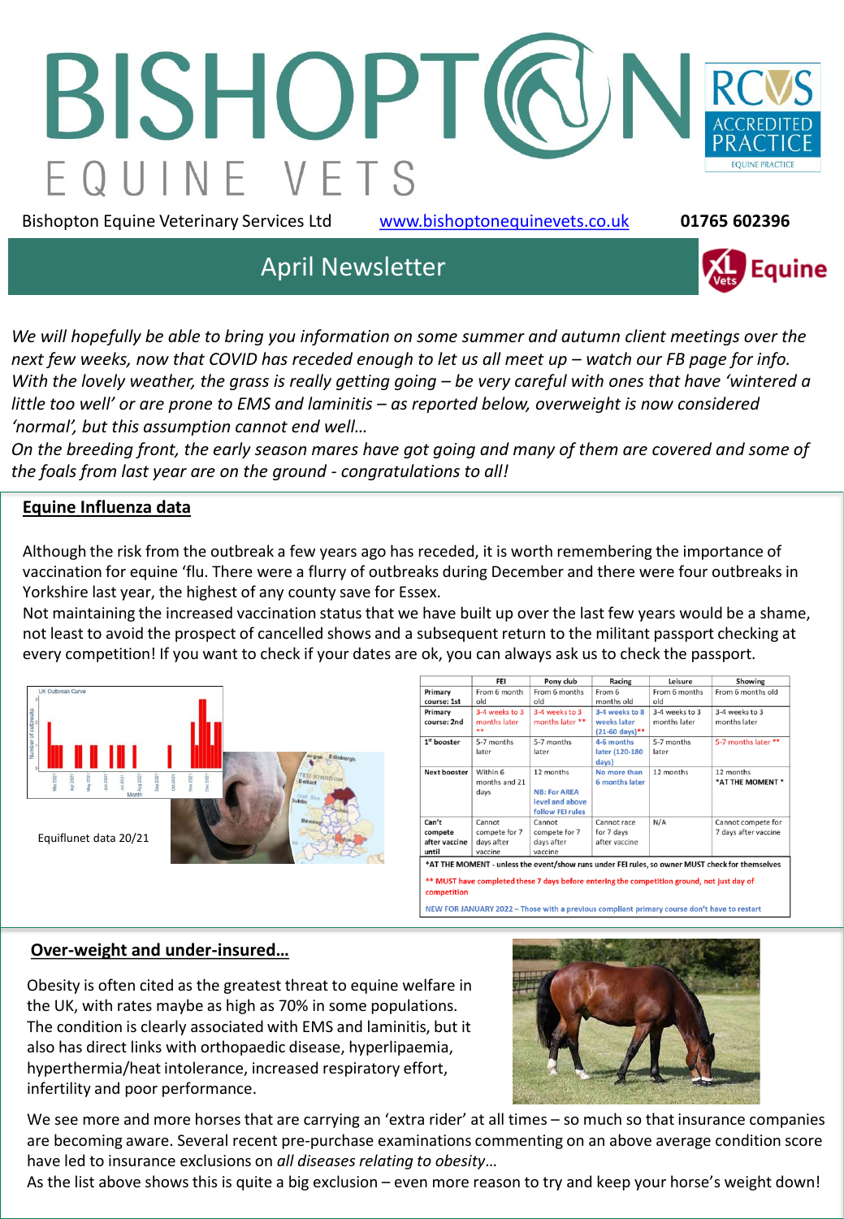# BISHOPTON EQUINE VETS

Bishopton Equine Veterinary Services Ltd www.bishoptonequinevets.co.uk **01765 602396**

## April Newsletter

*We will hopefully be able to bring you information on some summer and autumn client meetings over the next few weeks, now that COVID has receded enough to let us all meet up – watch our FB page for info. With the lovely weather, the grass is really getting going – be very careful with ones that have 'wintered a little too well' or are prone to EMS and laminitis – as reported below, overweight is now considered 'normal', but this assumption cannot end well…*

*On the breeding front, the early season mares have got going and many of them are covered and some of the foals from last year are on the ground - congratulations to all!*

### Equine Influenza data

Although the risk from the outbreak a few years ago has receded, it is worth remembering the importance of vaccination for equine 'flu. There were a flurry of outbreaks during December and there were four outbreaks in Yorkshire last year, the highest of any county save for Essex.

Not maintaining the increased vaccination status that we have built up over the last few years would be a shame, not least to avoid the prospect of cancelled shows and a subsequent return to the militant passport checking at every competition! If you want to check if your dates are ok, you can always ask us to check the passport.

Equiflunet data 20/21

| | FEI | Pony club | Racing | Leisure | Showing |
|---|---|---|---|---|---|
| Primary course: 1st | From 6 month old | From 6 months old | From 6 months old | From 6 months old | From 6 months old |
| Primary course: 2nd | 3-4 weeks to 3 months later ** | 3-4 weeks to 3 months later ** | 3-4 weeks to 8 weeks later (21-60 days)** | 3-4 weeks to 3 months later | 3-4 weeks to 3 months later |
| 1st booster | 5-7 months later | 5-7 months later | 4-6 months later (120-180 days) | 5-7 months later | 5-7 months later ** |
| Next booster | Within 6 months and 21 days | 12 months<br>NB: For AREA level and above follow FEI rules | No more than 6 months later | 12 months | 12 months<br>*AT THE MOMENT * |
| Can't compete after vaccine until | Cannot compete for 7 days after vaccine | Cannot compete for 7 days after vaccine | Cannot race for 7 days after vaccine | N/A | Cannot compete for 7 days after vaccine |

*AT THE MOMENT - unless the event/show runs under FEI rules, so owner MUST check for themselves

** MUST have completed these 7 days before entering the competition ground, not just day of competition

NEW FOR JANUARY 2022 – Those with a previous compliant primary course don't have to restart

### Over-weight and under-insured…

Obesity is often cited as the greatest threat to equine welfare in the UK, with rates maybe as high as 70% in some populations. The condition is clearly associated with EMS and laminitis, but it also has direct links with orthopaedic disease, hyperlipaemia, hyperthermia/heat intolerance, increased respiratory effort, infertility and poor performance.

We see more and more horses that are carrying an 'extra rider' at all times – so much so that insurance companies are becoming aware. Several recent pre-purchase examinations commenting on an above average condition score have led to insurance exclusions on *all diseases relating to obesity*…

As the list above shows this is quite a big exclusion – even more reason to try and keep your horse's weight down!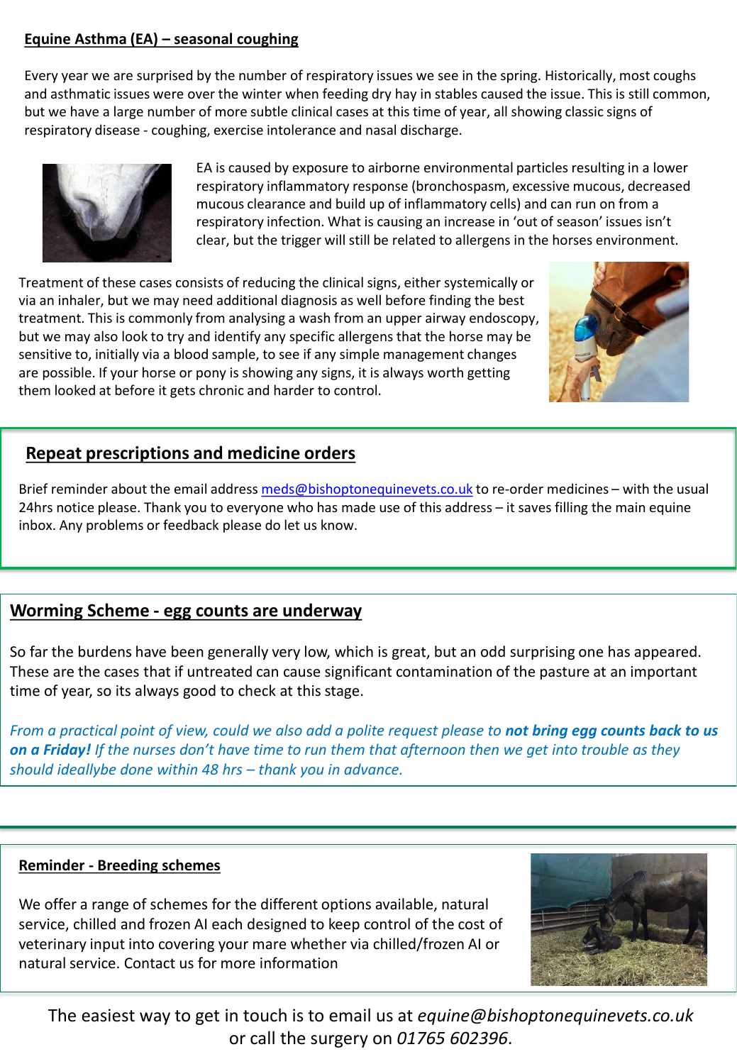## Equine Asthma (EA) – seasonal coughing

Every year we are surprised by the number of respiratory issues we see in the spring. Historically, most coughs and asthmatic issues were over the winter when feeding dry hay in stables caused the issue. This is still common, but we have a large number of more subtle clinical cases at this time of year, all showing classic signs of respiratory disease - coughing, exercise intolerance and nasal discharge.

EA is caused by exposure to airborne environmental particles resulting in a lower respiratory inflammatory response (bronchospasm, excessive mucous, decreased mucous clearance and build up of inflammatory cells) and can run on from a respiratory infection. What is causing an increase in 'out of season' issues isn't clear, but the trigger will still be related to allergens in the horses environment.

Treatment of these cases consists of reducing the clinical signs, either systemically or via an inhaler, but we may need additional diagnosis as well before finding the best treatment. This is commonly from analysing a wash from an upper airway endoscopy, but we may also look to try and identify any specific allergens that the horse may be sensitive to, initially via a blood sample, to see if any simple management changes are possible. If your horse or pony is showing any signs, it is always worth getting them looked at before it gets chronic and harder to control.

## Repeat prescriptions and medicine orders

Brief reminder about the email address meds@bishoptonequinevets.co.uk to re-order medicines – with the usual 24hrs notice please. Thank you to everyone who has made use of this address – it saves filling the main equine inbox. Any problems or feedback please do let us know.

## Worming Scheme - egg counts are underway

So far the burdens have been generally very low, which is great, but an odd surprising one has appeared. These are the cases that if untreated can cause significant contamination of the pasture at an important time of year, so its always good to check at this stage.

*From a practical point of view, could we also add a polite request please to* ***not bring egg counts back to us on a Friday!*** *If the nurses don't have time to run them that afternoon then we get into trouble as they should ideallybe done within 48 hrs – thank you in advance.*

## Reminder - Breeding schemes

We offer a range of schemes for the different options available, natural service, chilled and frozen AI each designed to keep control of the cost of veterinary input into covering your mare whether via chilled/frozen AI or natural service. Contact us for more information

The easiest way to get in touch is to email us at *equine@bishoptonequinevets.co.uk* or call the surgery on *01765 602396*.